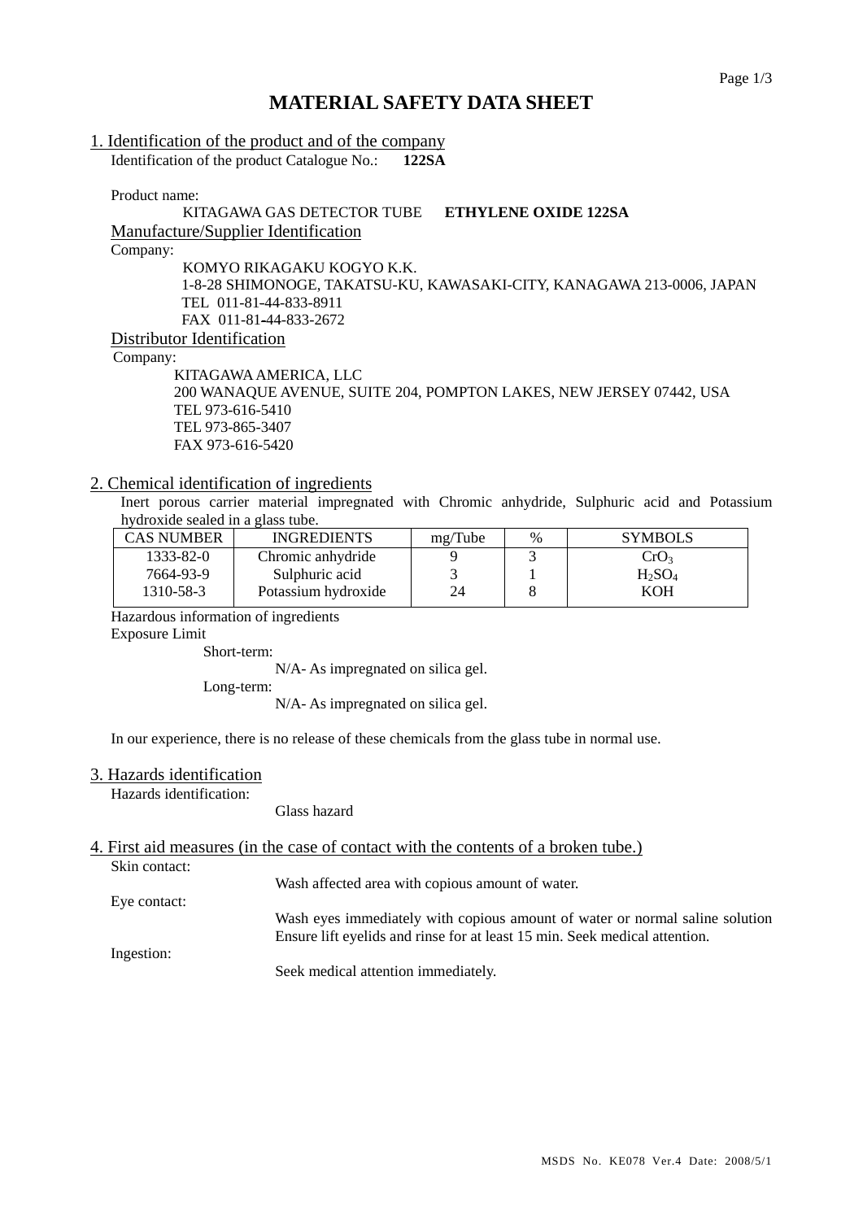# MATERIAL SAFETY DATA SHEET

## 1. Identification of the product and of the company

Identification of the product Catalogue No.: **122SA**

Product name:

KITAGAWA GAS DETECTOR TUBE **ETHYLENE OXIDE 122SA**

### Manufacture/Supplier Identification

Company:

KOMYO RIKAGAKU KOGYO K.K.
1-8-28 SHIMONOGE, TAKATSU-KU, KAWASAKI-CITY, KANAGAWA 213-0006, JAPAN
TEL 011-81-44-833-8911
FAX 011-81-44-833-2672

### Distributor Identification

Company:

KITAGAWA AMERICA, LLC
200 WANAQUE AVENUE, SUITE 204, POMPTON LAKES, NEW JERSEY 07442, USA
TEL 973-616-5410
TEL 973-865-3407
FAX 973-616-5420

## 2. Chemical identification of ingredients

Inert porous carrier material impregnated with Chromic anhydride, Sulphuric acid and Potassium hydroxide sealed in a glass tube.

| CAS NUMBER | INGREDIENTS | mg/Tube | % | SYMBOLS |
|---|---|---|---|---|
| 1333-82-0 | Chromic anhydride | 9 | 3 | $CrO_3$ |
| 7664-93-9 | Sulphuric acid | 3 | 1 | $H_2SO_4$ |
| 1310-58-3 | Potassium hydroxide | 24 | 8 | KOH |

Hazardous information of ingredients

Exposure Limit

Short-term:

N/A- As impregnated on silica gel.

Long-term:

N/A- As impregnated on silica gel.

In our experience, there is no release of these chemicals from the glass tube in normal use.

## 3. Hazards identification

Hazards identification:

Glass hazard

## 4. First aid measures (in the case of contact with the contents of a broken tube.)

Skin contact:

Wash affected area with copious amount of water.

Eye contact:

Wash eyes immediately with copious amount of water or normal saline solution Ensure lift eyelids and rinse for at least 15 min. Seek medical attention.

Ingestion:

Seek medical attention immediately.

MSDS No. KE078 Ver.4 Date: 2008/5/1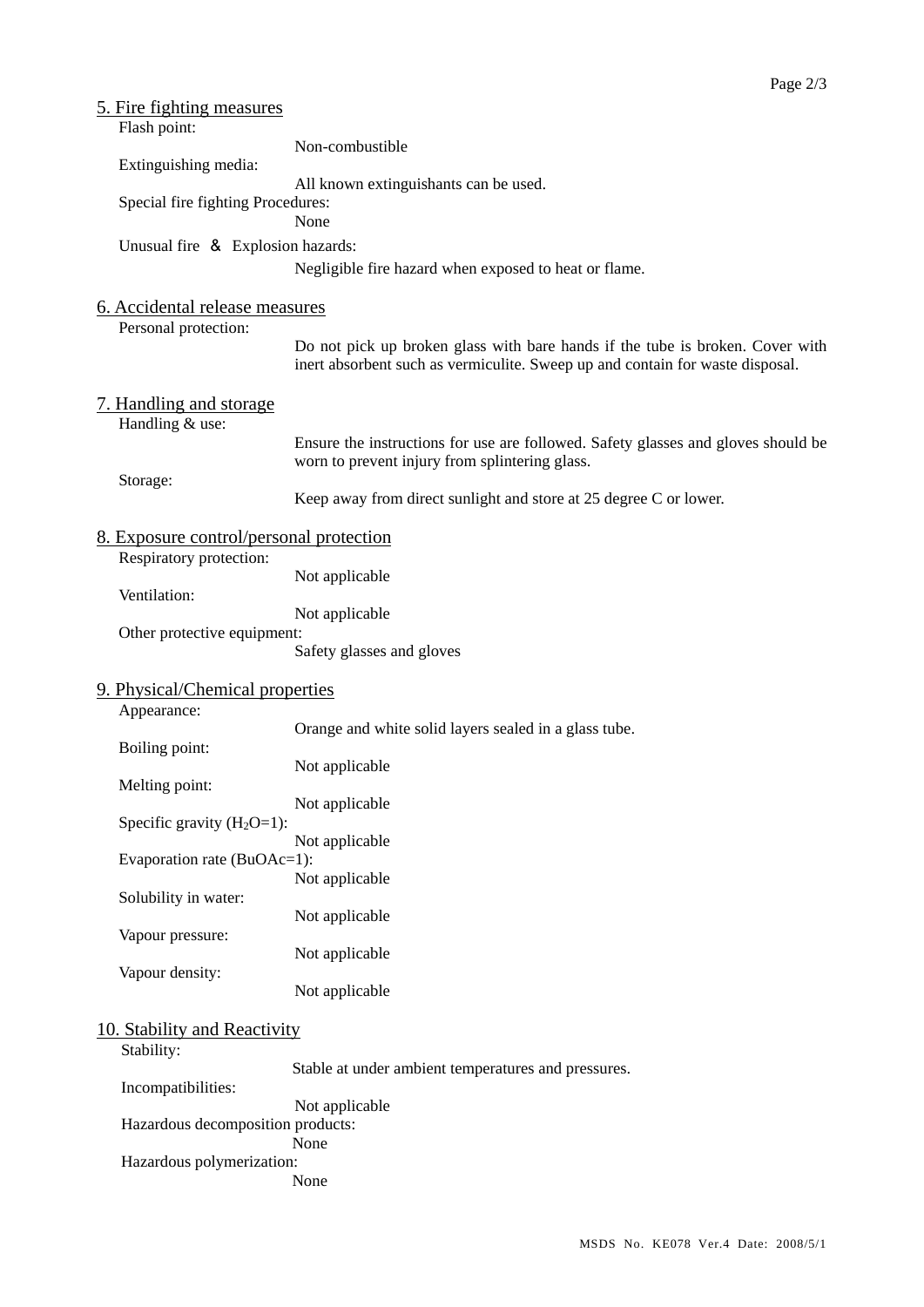## 5. Fire fighting measures

Flash point:

Non-combustible

Extinguishing media:

All known extinguishants can be used.

Special fire fighting Procedures:

None

Unusual fire ＆ Explosion hazards:

Negligible fire hazard when exposed to heat or flame.

## 6. Accidental release measures

Personal protection:

Do not pick up broken glass with bare hands if the tube is broken. Cover with inert absorbent such as vermiculite. Sweep up and contain for waste disposal.

## 7. Handling and storage

Handling & use:

Ensure the instructions for use are followed. Safety glasses and gloves should be worn to prevent injury from splintering glass.

Storage:

Keep away from direct sunlight and store at 25 degree C or lower.

## 8. Exposure control/personal protection

Respiratory protection:

Not applicable

Ventilation:

Not applicable

Other protective equipment:

Safety glasses and gloves

## 9. Physical/Chemical properties

Appearance:

Orange and white solid layers sealed in a glass tube.

Boiling point:

Not applicable

Melting point:

Not applicable

Specific gravity ($H_2O$=1):

Not applicable

Evaporation rate (BuOAc=1):

Not applicable

Solubility in water:

Not applicable

Vapour pressure:

Not applicable

Vapour density:

Not applicable

## 10. Stability and Reactivity

Stability:

Stable at under ambient temperatures and pressures.

Incompatibilities:

Not applicable

Hazardous decomposition products:

None

Hazardous polymerization:

None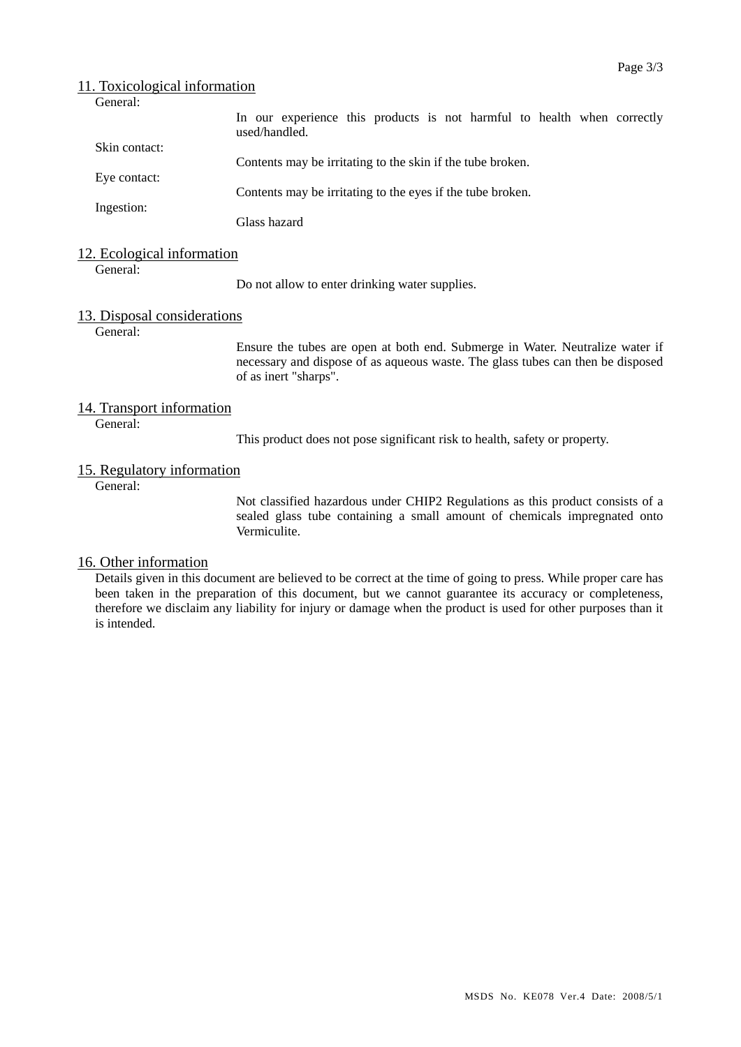## 11. Toxicological information

General:

In our experience this products is not harmful to health when correctly used/handled.

Skin contact:

Contents may be irritating to the skin if the tube broken.

Eye contact:

Contents may be irritating to the eyes if the tube broken.

Ingestion:

Glass hazard

## 12. Ecological information

General:

Do not allow to enter drinking water supplies.

## 13. Disposal considerations

General:

Ensure the tubes are open at both end. Submerge in Water. Neutralize water if necessary and dispose of as aqueous waste. The glass tubes can then be disposed of as inert "sharps".

## 14. Transport information

General:

This product does not pose significant risk to health, safety or property.

## 15. Regulatory information

General:

Not classified hazardous under CHIP2 Regulations as this product consists of a sealed glass tube containing a small amount of chemicals impregnated onto Vermiculite.

## 16. Other information

Details given in this document are believed to be correct at the time of going to press. While proper care has been taken in the preparation of this document, but we cannot guarantee its accuracy or completeness, therefore we disclaim any liability for injury or damage when the product is used for other purposes than it is intended.